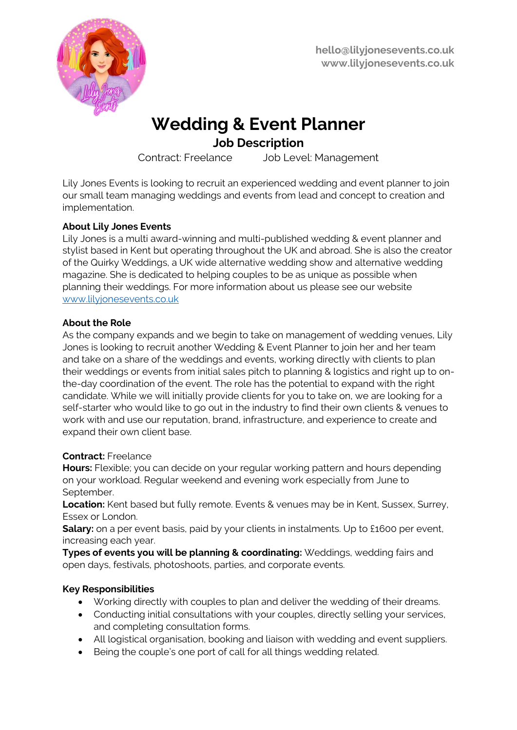hello@lilyjonesevents.co.uk
www.lilyjonesevents.co.uk

# Wedding & Event Planner

## Job Description

Contract: Freelance     Job Level: Management

Lily Jones Events is looking to recruit an experienced wedding and event planner to join our small team managing weddings and events from lead and concept to creation and implementation.

**About Lily Jones Events**
Lily Jones is a multi award-winning and multi-published wedding & event planner and stylist based in Kent but operating throughout the UK and abroad. She is also the creator of the Quirky Weddings, a UK wide alternative wedding show and alternative wedding magazine. She is dedicated to helping couples to be as unique as possible when planning their weddings. For more information about us please see our website www.lilyjonesevents.co.uk

**About the Role**
As the company expands and we begin to take on management of wedding venues, Lily Jones is looking to recruit another Wedding & Event Planner to join her and her team and take on a share of the weddings and events, working directly with clients to plan their weddings or events from initial sales pitch to planning & logistics and right up to on-the-day coordination of the event. The role has the potential to expand with the right candidate. While we will initially provide clients for you to take on, we are looking for a self-starter who would like to go out in the industry to find their own clients & venues to work with and use our reputation, brand, infrastructure, and experience to create and expand their own client base.

**Contract:** Freelance
**Hours:** Flexible; you can decide on your regular working pattern and hours depending on your workload. Regular weekend and evening work especially from June to September.
**Location:** Kent based but fully remote. Events & venues may be in Kent, Sussex, Surrey, Essex or London.
**Salary:** on a per event basis, paid by your clients in instalments. Up to £1600 per event, increasing each year.
**Types of events you will be planning & coordinating:** Weddings, wedding fairs and open days, festivals, photoshoots, parties, and corporate events.

**Key Responsibilities**

- Working directly with couples to plan and deliver the wedding of their dreams.
- Conducting initial consultations with your couples, directly selling your services, and completing consultation forms.
- All logistical organisation, booking and liaison with wedding and event suppliers.
- Being the couple's one port of call for all things wedding related.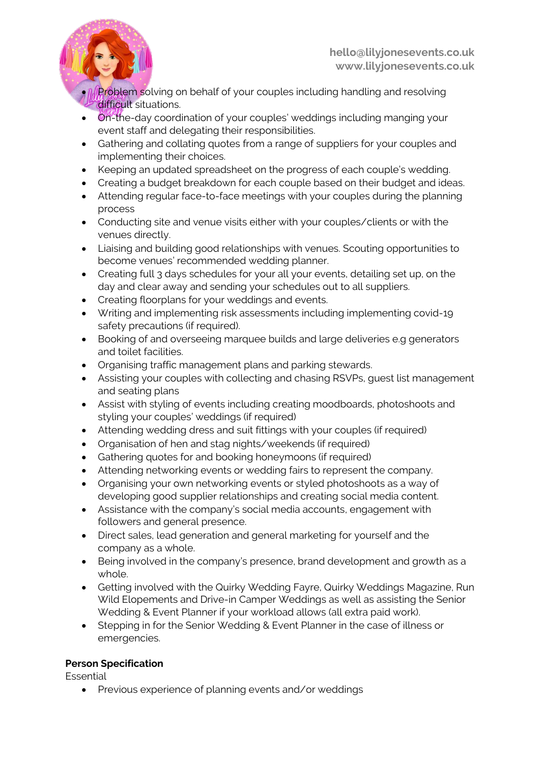- Problem solving on behalf of your couples including handling and resolving difficult situations.
- On-the-day coordination of your couples' weddings including manging your event staff and delegating their responsibilities.
- Gathering and collating quotes from a range of suppliers for your couples and implementing their choices.
- Keeping an updated spreadsheet on the progress of each couple's wedding.
- Creating a budget breakdown for each couple based on their budget and ideas.
- Attending regular face-to-face meetings with your couples during the planning process
- Conducting site and venue visits either with your couples/clients or with the venues directly.
- Liaising and building good relationships with venues. Scouting opportunities to become venues' recommended wedding planner.
- Creating full 3 days schedules for your all your events, detailing set up, on the day and clear away and sending your schedules out to all suppliers.
- Creating floorplans for your weddings and events.
- Writing and implementing risk assessments including implementing covid-19 safety precautions (if required).
- Booking of and overseeing marquee builds and large deliveries e.g generators and toilet facilities.
- Organising traffic management plans and parking stewards.
- Assisting your couples with collecting and chasing RSVPs, guest list management and seating plans
- Assist with styling of events including creating moodboards, photoshoots and styling your couples' weddings (if required)
- Attending wedding dress and suit fittings with your couples (if required)
- Organisation of hen and stag nights/weekends (if required)
- Gathering quotes for and booking honeymoons (if required)
- Attending networking events or wedding fairs to represent the company.
- Organising your own networking events or styled photoshoots as a way of developing good supplier relationships and creating social media content.
- Assistance with the company's social media accounts, engagement with followers and general presence.
- Direct sales, lead generation and general marketing for yourself and the company as a whole.
- Being involved in the company's presence, brand development and growth as a whole.
- Getting involved with the Quirky Wedding Fayre, Quirky Weddings Magazine, Run Wild Elopements and Drive-in Camper Weddings as well as assisting the Senior Wedding & Event Planner if your workload allows (all extra paid work).
- Stepping in for the Senior Wedding & Event Planner in the case of illness or emergencies.

**Person Specification**

Essential

- Previous experience of planning events and/or weddings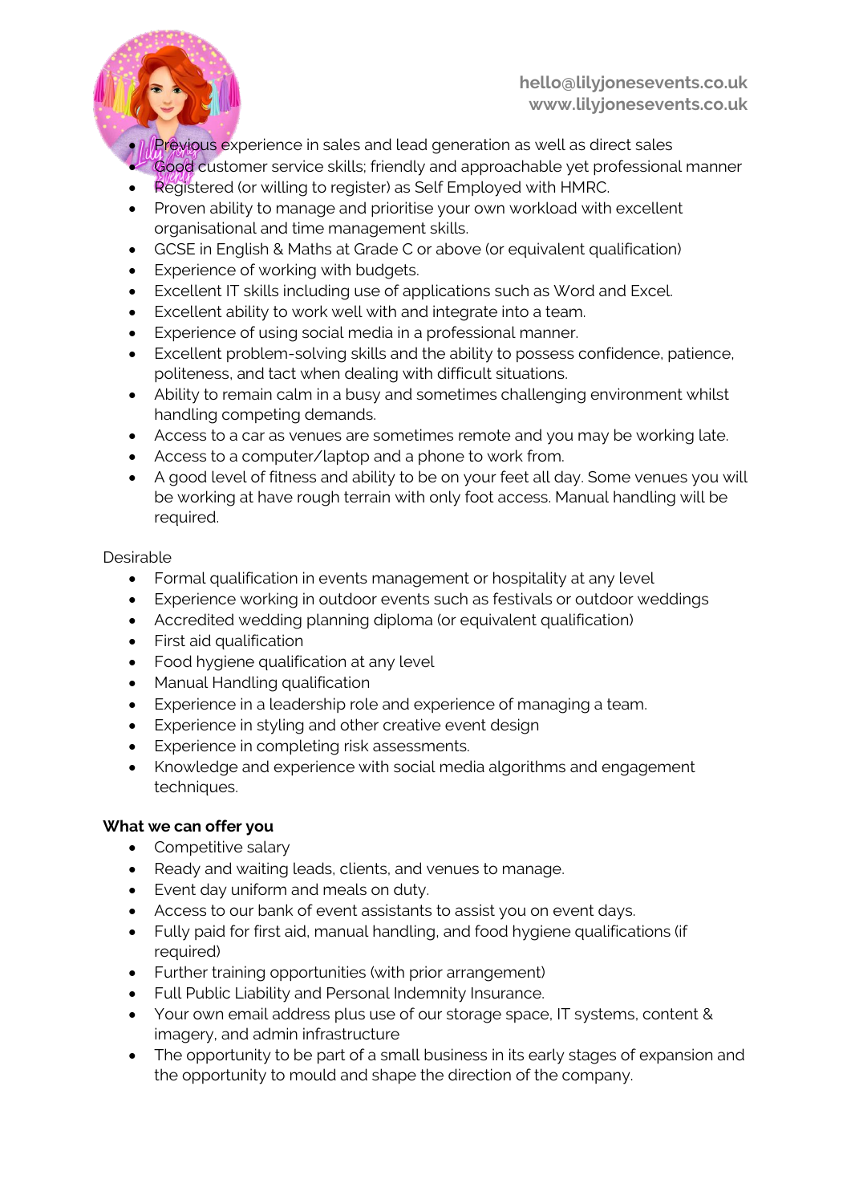- Previous experience in sales and lead generation as well as direct sales
- Good customer service skills; friendly and approachable yet professional manner
- Registered (or willing to register) as Self Employed with HMRC.
- Proven ability to manage and prioritise your own workload with excellent organisational and time management skills.
- GCSE in English & Maths at Grade C or above (or equivalent qualification)
- Experience of working with budgets.
- Excellent IT skills including use of applications such as Word and Excel.
- Excellent ability to work well with and integrate into a team.
- Experience of using social media in a professional manner.
- Excellent problem-solving skills and the ability to possess confidence, patience, politeness, and tact when dealing with difficult situations.
- Ability to remain calm in a busy and sometimes challenging environment whilst handling competing demands.
- Access to a car as venues are sometimes remote and you may be working late.
- Access to a computer/laptop and a phone to work from.
- A good level of fitness and ability to be on your feet all day. Some venues you will be working at have rough terrain with only foot access. Manual handling will be required.

Desirable

- Formal qualification in events management or hospitality at any level
- Experience working in outdoor events such as festivals or outdoor weddings
- Accredited wedding planning diploma (or equivalent qualification)
- First aid qualification
- Food hygiene qualification at any level
- Manual Handling qualification
- Experience in a leadership role and experience of managing a team.
- Experience in styling and other creative event design
- Experience in completing risk assessments.
- Knowledge and experience with social media algorithms and engagement techniques.

**What we can offer you**

- Competitive salary
- Ready and waiting leads, clients, and venues to manage.
- Event day uniform and meals on duty.
- Access to our bank of event assistants to assist you on event days.
- Fully paid for first aid, manual handling, and food hygiene qualifications (if required)
- Further training opportunities (with prior arrangement)
- Full Public Liability and Personal Indemnity Insurance.
- Your own email address plus use of our storage space, IT systems, content & imagery, and admin infrastructure
- The opportunity to be part of a small business in its early stages of expansion and the opportunity to mould and shape the direction of the company.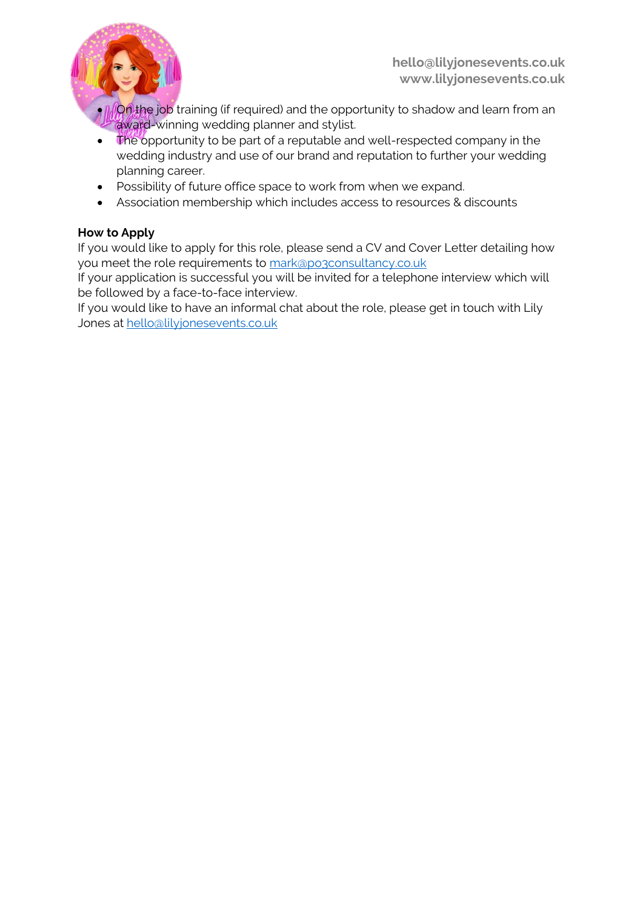- On the job training (if required) and the opportunity to shadow and learn from an award-winning wedding planner and stylist.
- The opportunity to be part of a reputable and well-respected company in the wedding industry and use of our brand and reputation to further your wedding planning career.
- Possibility of future office space to work from when we expand.
- Association membership which includes access to resources & discounts

**How to Apply**

If you would like to apply for this role, please send a CV and Cover Letter detailing how you meet the role requirements to mark@po3consultancy.co.uk

If your application is successful you will be invited for a telephone interview which will be followed by a face-to-face interview.

If you would like to have an informal chat about the role, please get in touch with Lily Jones at hello@lilyjonesevents.co.uk